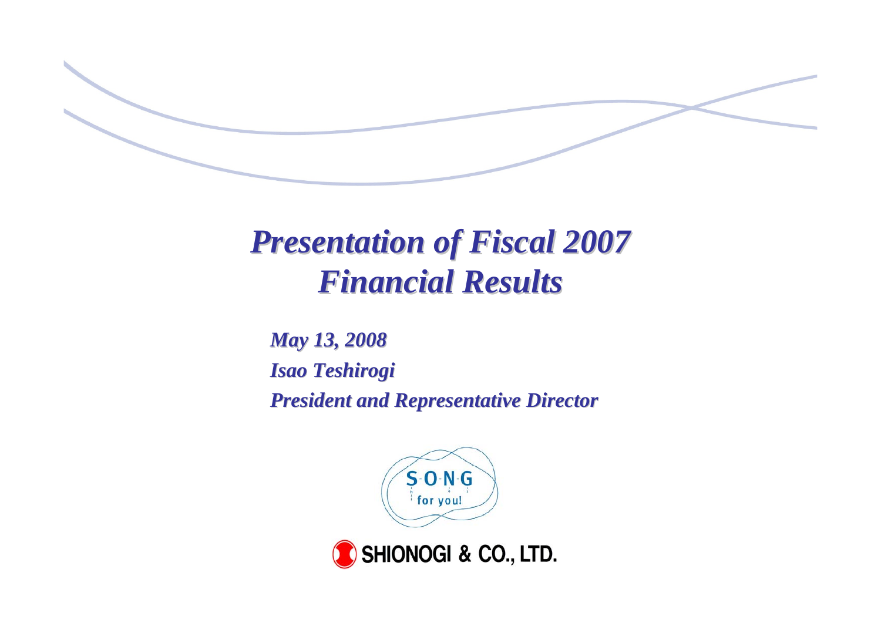# *Presentation of Fiscal 2007 Financial Results*

*May 13, 2008*

*Isao Teshirogi*

*President and Representative Director*

S-O-N-G for you!

SHIONOGI & CO., LTD.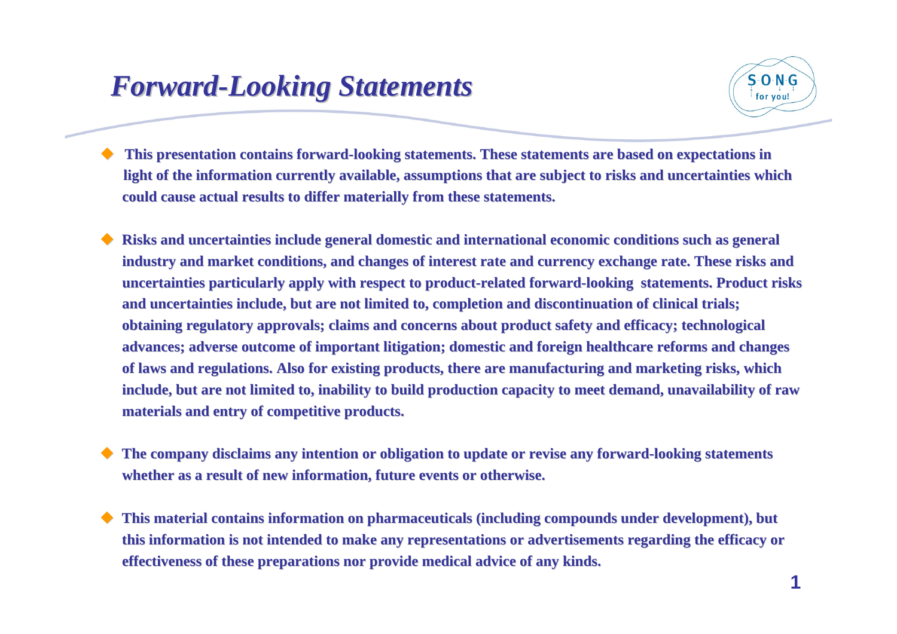# *Forward-Looking Statements*

- **This presentation contains forward-looking statements. These statements are based on expectations in light of the information currently available, assumptions that are subject to risks and uncertainties which could cause actual results to differ materially from these statements.**

- **Risks and uncertainties include general domestic and international economic conditions such as general industry and market conditions, and changes of interest rate and currency exchange rate. These risks and uncertainties particularly apply with respect to product-related forward-looking statements. Product risks and uncertainties include, but are not limited to, completion and discontinuation of clinical trials; obtaining regulatory approvals; claims and concerns about product safety and efficacy; technological advances; adverse outcome of important litigation; domestic and foreign healthcare reforms and changes of laws and regulations. Also for existing products, there are manufacturing and marketing risks, which include, but are not limited to, inability to build production capacity to meet demand, unavailability of raw materials and entry of competitive products.**

- **The company disclaims any intention or obligation to update or revise any forward-looking statements whether as a result of new information, future events or otherwise.**

- **This material contains information on pharmaceuticals (including compounds under development), but this information is not intended to make any representations or advertisements regarding the efficacy or effectiveness of these preparations nor provide medical advice of any kinds.**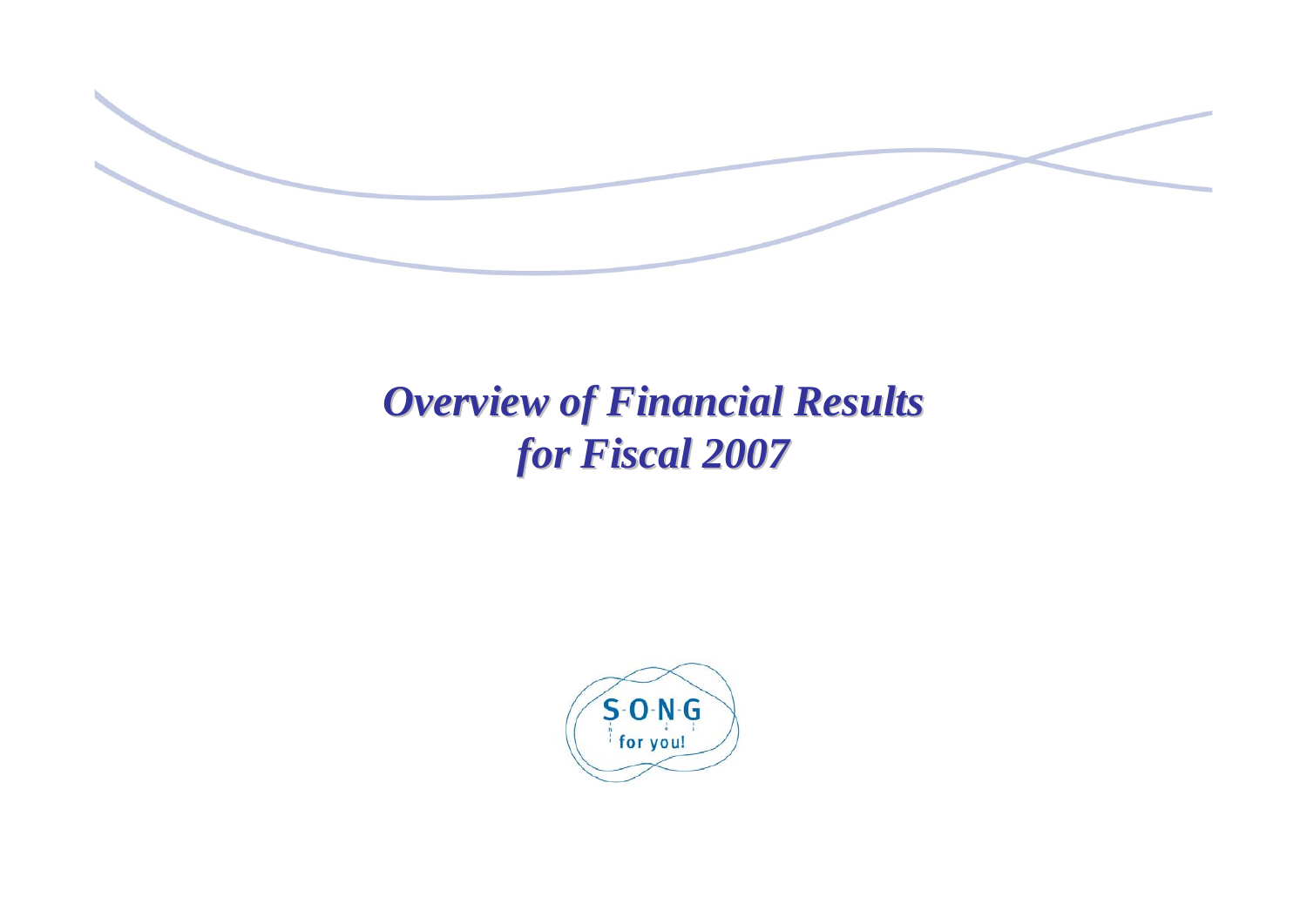# *Overview of Financial Results for Fiscal 2007*

S-O-N-G
for you!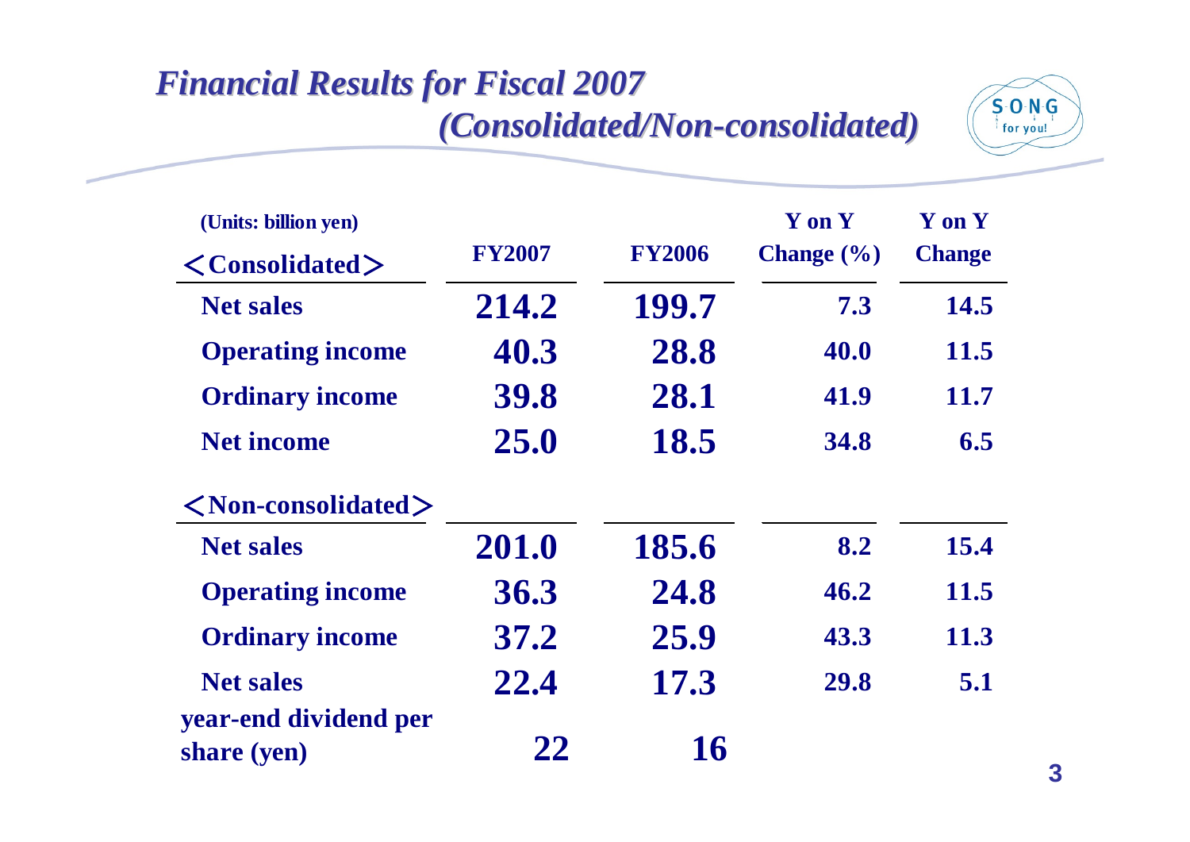# *Financial Results for Fiscal 2007 (Consolidated/Non-consolidated)*

| (Units: billion yen) | FY2007 | FY2006 | Y on Y Change (%) | Y on Y Change |
|---|---|---|---|---|
| **＜Consolidated＞** | | | | |
| Net sales | 214.2 | 199.7 | 7.3 | 14.5 |
| Operating income | 40.3 | 28.8 | 40.0 | 11.5 |
| Ordinary income | 39.8 | 28.1 | 41.9 | 11.7 |
| Net income | 25.0 | 18.5 | 34.8 | 6.5 |
| **＜Non-consolidated＞** | | | | |
| Net sales | 201.0 | 185.6 | 8.2 | 15.4 |
| Operating income | 36.3 | 24.8 | 46.2 | 11.5 |
| Ordinary income | 37.2 | 25.9 | 43.3 | 11.3 |
| Net sales | 22.4 | 17.3 | 29.8 | 5.1 |
| year-end dividend per share (yen) | 22 | 16 | | |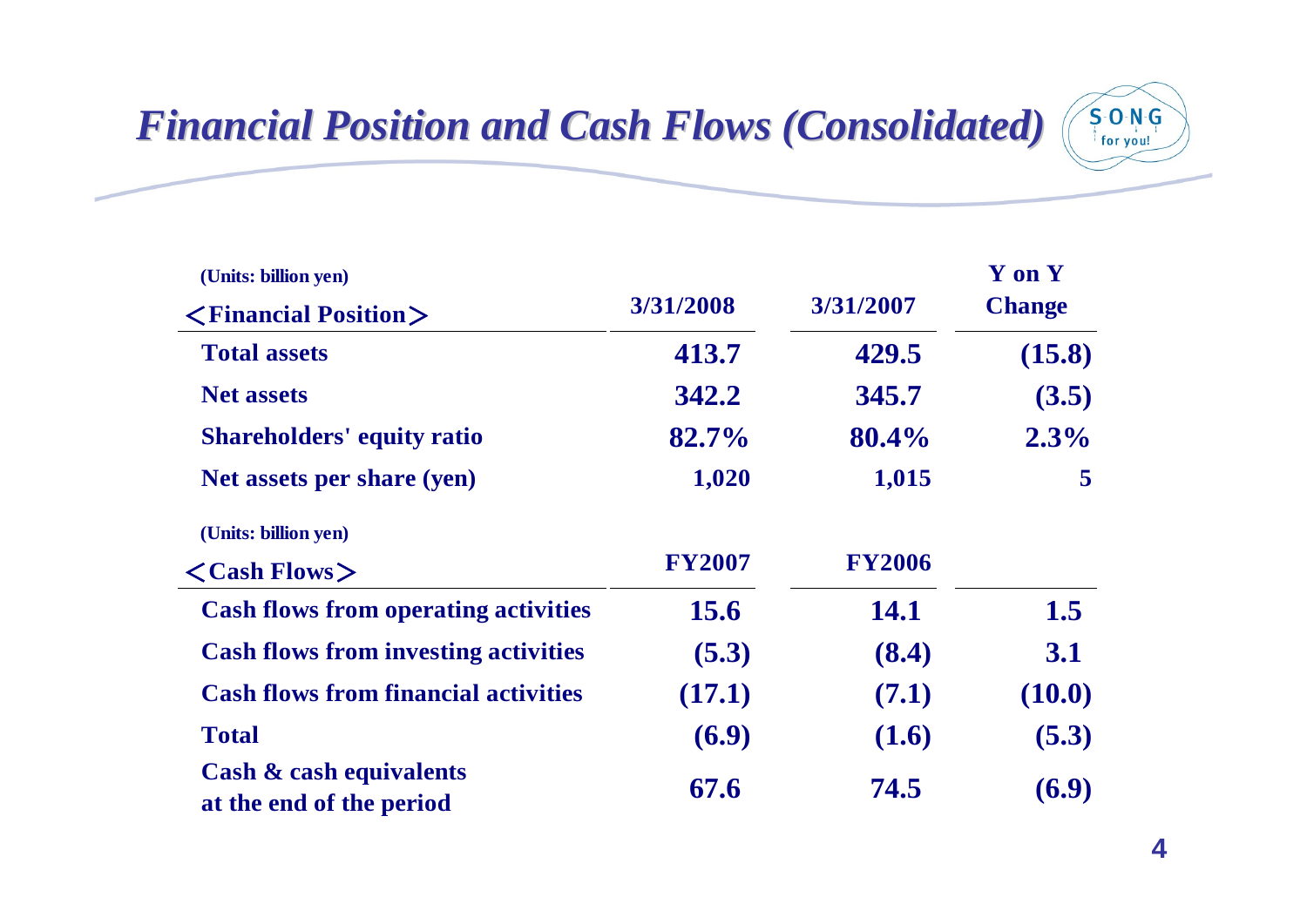# *Financial Position and Cash Flows (Consolidated)*

(Units: billion yen)

| ＜Financial Position＞ | 3/31/2008 | 3/31/2007 | Y on Y Change |
|---|---|---|---|
| Total assets | 413.7 | 429.5 | (15.8) |
| Net assets | 342.2 | 345.7 | (3.5) |
| Shareholders' equity ratio | 82.7% | 80.4% | 2.3% |
| Net assets per share (yen) | 1,020 | 1,015 | 5 |

(Units: billion yen)

| ＜Cash Flows＞ | FY2007 | FY2006 | |
|---|---|---|---|
| Cash flows from operating activities | 15.6 | 14.1 | 1.5 |
| Cash flows from investing activities | (5.3) | (8.4) | 3.1 |
| Cash flows from financial activities | (17.1) | (7.1) | (10.0) |
| Total | (6.9) | (1.6) | (5.3) |
| Cash & cash equivalents at the end of the period | 67.6 | 74.5 | (6.9) |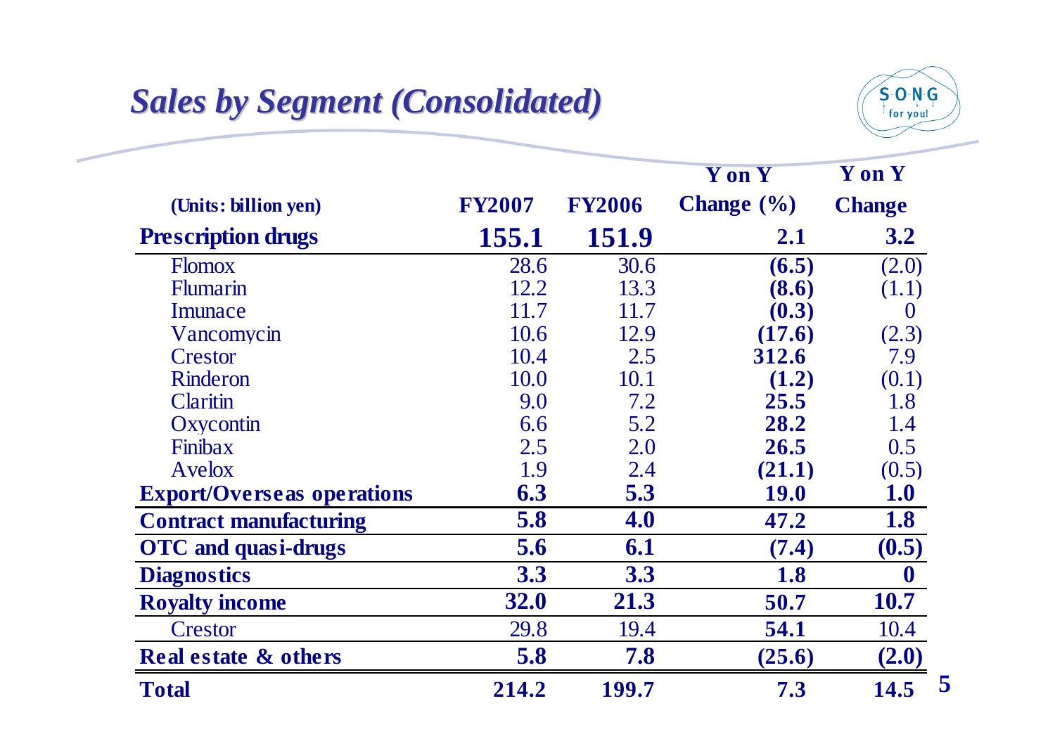## Sales by Segment (Consolidated)

| (Units: billion yen) | FY2007 | FY2006 | Y on Y Change (%) | Y on Y Change |
|---|---|---|---|---|
| **Prescription drugs** | **155.1** | **151.9** | **2.1** | **3.2** |
| Flomox | 28.6 | 30.6 | **(6.5)** | (2.0) |
| Flumarin | 12.2 | 13.3 | **(8.6)** | (1.1) |
| Imunace | 11.7 | 11.7 | **(0.3)** | 0 |
| Vancomycin | 10.6 | 12.9 | **(17.6)** | (2.3) |
| Crestor | 10.4 | 2.5 | **312.6** | 7.9 |
| Rinderon | 10.0 | 10.1 | **(1.2)** | (0.1) |
| Claritin | 9.0 | 7.2 | **25.5** | 1.8 |
| Oxycontin | 6.6 | 5.2 | **28.2** | 1.4 |
| Finibax | 2.5 | 2.0 | **26.5** | 0.5 |
| Avelox | 1.9 | 2.4 | **(21.1)** | (0.5) |
| **Export/Overseas operations** | **6.3** | **5.3** | **19.0** | **1.0** |
| **Contract manufacturing** | **5.8** | **4.0** | **47.2** | **1.8** |
| **OTC and quasi-drugs** | **5.6** | **6.1** | **(7.4)** | **(0.5)** |
| **Diagnostics** | **3.3** | **3.3** | **1.8** | **0** |
| **Royalty income** | **32.0** | **21.3** | **50.7** | **10.7** |
| Crestor | 29.8 | 19.4 | **54.1** | 10.4 |
| **Real estate & others** | **5.8** | **7.8** | **(25.6)** | **(2.0)** |
| **Total** | **214.2** | **199.7** | **7.3** | **14.5** |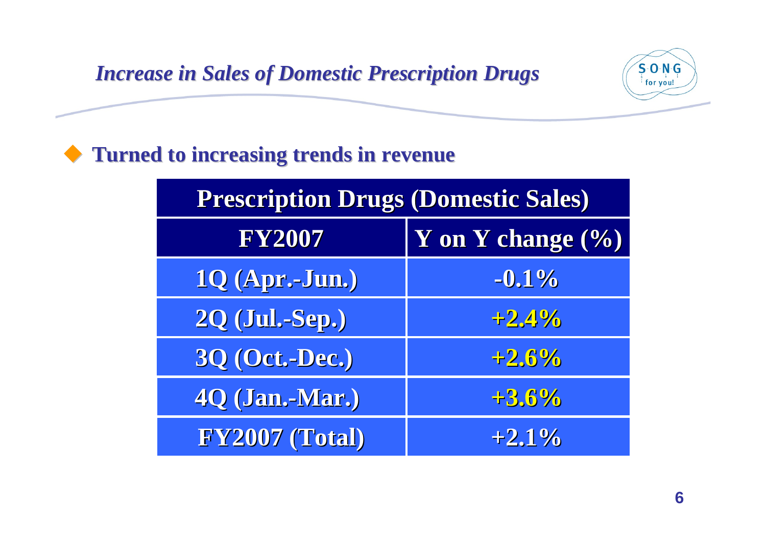# *Increase in Sales of Domestic Prescription Drugs*

- **Turned to increasing trends in revenue**

| Prescription Drugs (Domestic Sales) | |
|---|---|
| **FY2007** | **Y on Y change (%)** |
| 1Q (Apr.-Jun.) | -0.1% |
| 2Q (Jul.-Sep.) | +2.4% |
| 3Q (Oct.-Dec.) | +2.6% |
| 4Q (Jan.-Mar.) | +3.6% |
| FY2007 (Total) | +2.1% |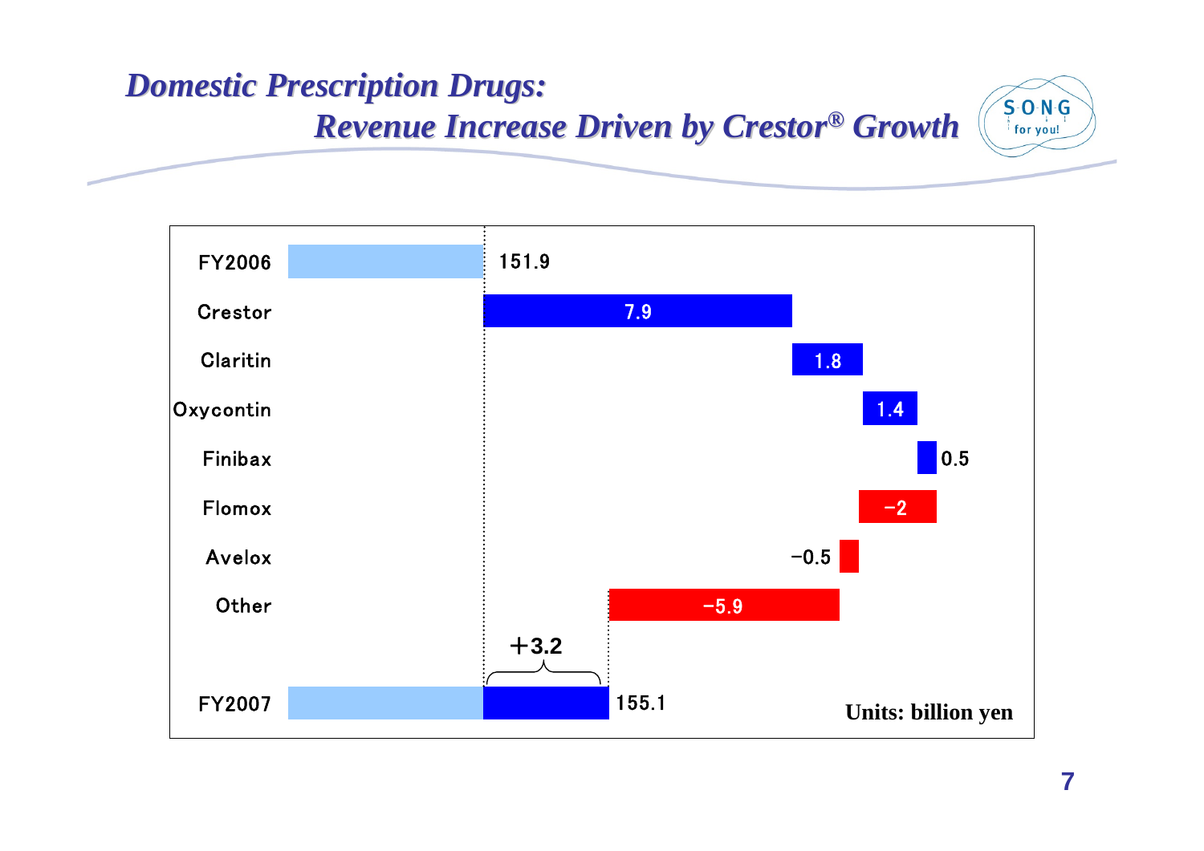# Domestic Prescription Drugs: Revenue Increase Driven by Crestor® Growth

| Item | Value |
| --- | --- |
| FY2006 | 151.9 |
| Crestor | 7.9 |
| Claritin | 1.8 |
| Oxycontin | 1.4 |
| Finibax | 0.5 |
| Flomox | −2 |
| Avelox | −0.5 |
| Other | −5.9 |
| FY2007 | 155.1 |

+3.2

Units: billion yen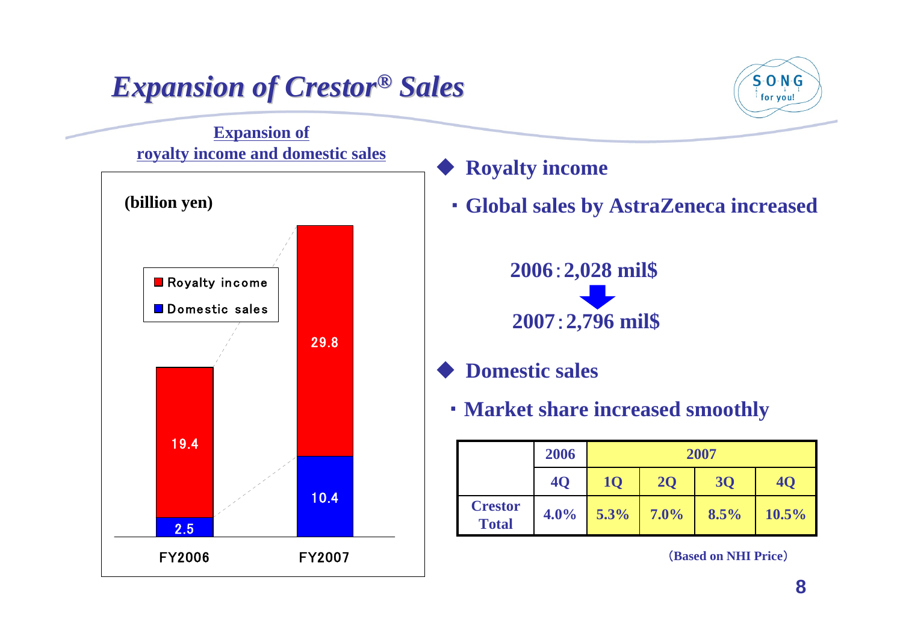# *Expansion of Crestor® Sales*

**Expansion of royalty income and domestic sales**

(billion yen)

| | FY2006 | FY2007 |
|---|---|---|
| Royalty income | 19.4 | 29.8 |
| Domestic sales | 2.5 | 10.4 |

◆ **Royalty income**

- **Global sales by AstraZeneca increased**

**2006 : 2,028 mil$**

**2007 : 2,796 mil$**

◆ **Domestic sales**

- **Market share increased smoothly**

| | 2006 | 2007 | | | |
|---|---|---|---|---|---|
| | 4Q | 1Q | 2Q | 3Q | 4Q |
| Crestor Total | 4.0% | 5.3% | 7.0% | 8.5% | 10.5% |

(Based on NHI Price)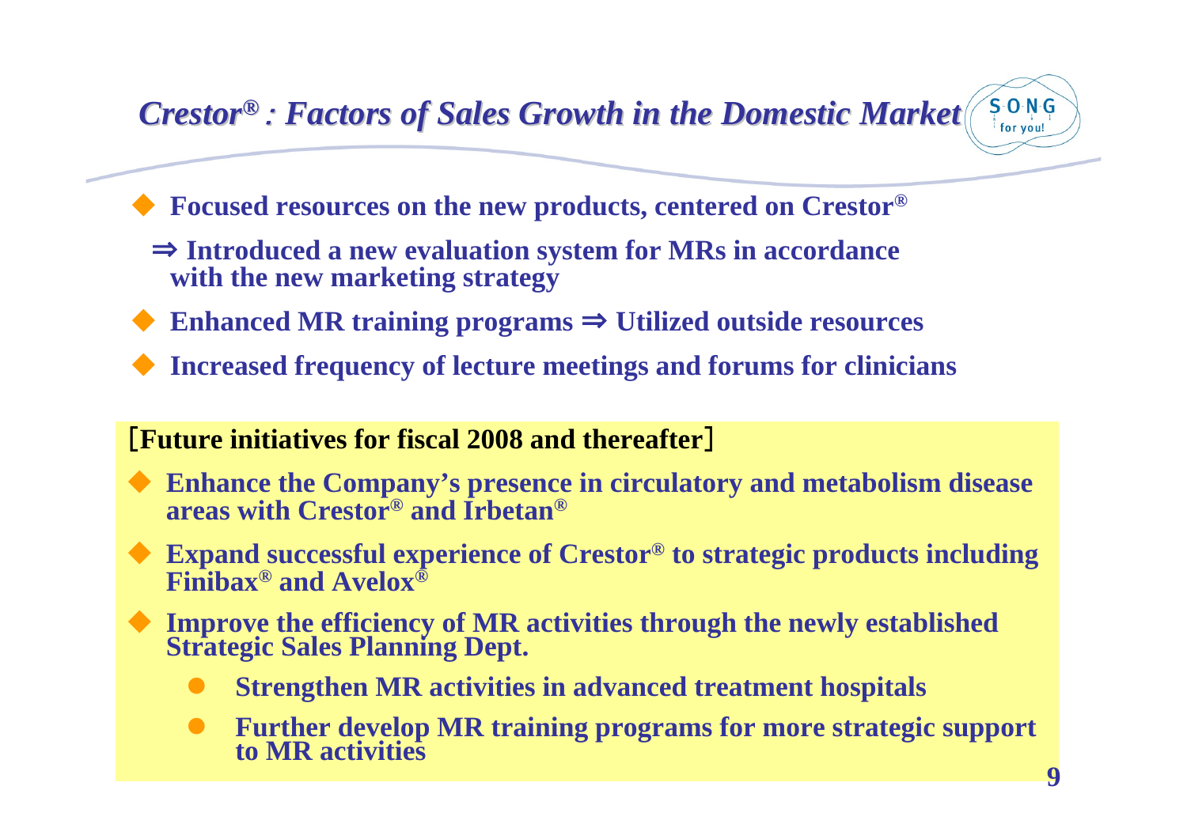# *Crestor® : Factors of Sales Growth in the Domestic Market*

- **Focused resources on the new products, centered on Crestor®**
  - **⇒ Introduced a new evaluation system for MRs in accordance with the new marketing strategy**
- **Enhanced MR training programs ⇒ Utilized outside resources**
- **Increased frequency of lecture meetings and forums for clinicians**

**［Future initiatives for fiscal 2008 and thereafter］**

- **Enhance the Company's presence in circulatory and metabolism disease areas with Crestor® and Irbetan®**
- **Expand successful experience of Crestor® to strategic products including Finibax® and Avelox®**
- **Improve the efficiency of MR activities through the newly established Strategic Sales Planning Dept.**
  - **Strengthen MR activities in advanced treatment hospitals**
  - **Further develop MR training programs for more strategic support to MR activities**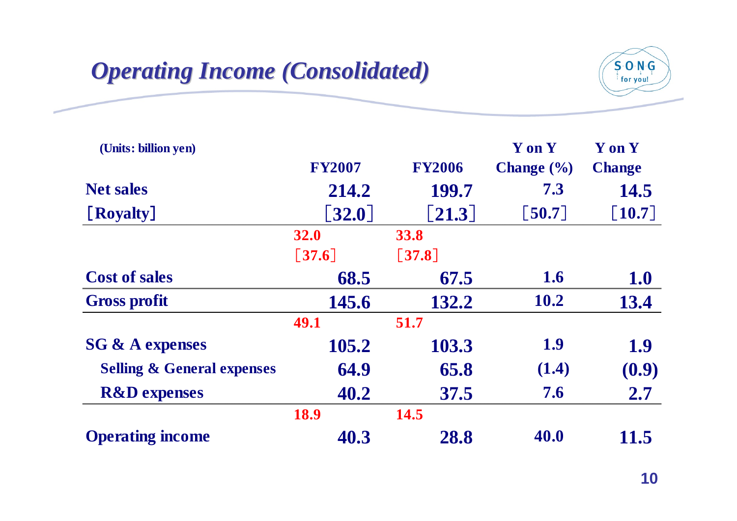# *Operating Income (Consolidated)*

(Units: billion yen)

| | FY2007 | FY2006 | Y on Y Change (%) | Y on Y Change |
|---|---|---|---|---|
| **Net sales** | 214.2 | 199.7 | 7.3 | 14.5 |
| **[Royalty]** | [32.0] | [21.3] | [50.7] | [10.7] |
| | 32.0 | 33.8 | | |
| | [37.6] | [37.8] | | |
| **Cost of sales** | 68.5 | 67.5 | 1.6 | 1.0 |
| **Gross profit** | 145.6 | 132.2 | 10.2 | 13.4 |
| | 49.1 | 51.7 | | |
| **SG & A expenses** | 105.2 | 103.3 | 1.9 | 1.9 |
| **Selling & General expenses** | 64.9 | 65.8 | (1.4) | (0.9) |
| **R&D expenses** | 40.2 | 37.5 | 7.6 | 2.7 |
| | 18.9 | 14.5 | | |
| **Operating income** | 40.3 | 28.8 | 40.0 | 11.5 |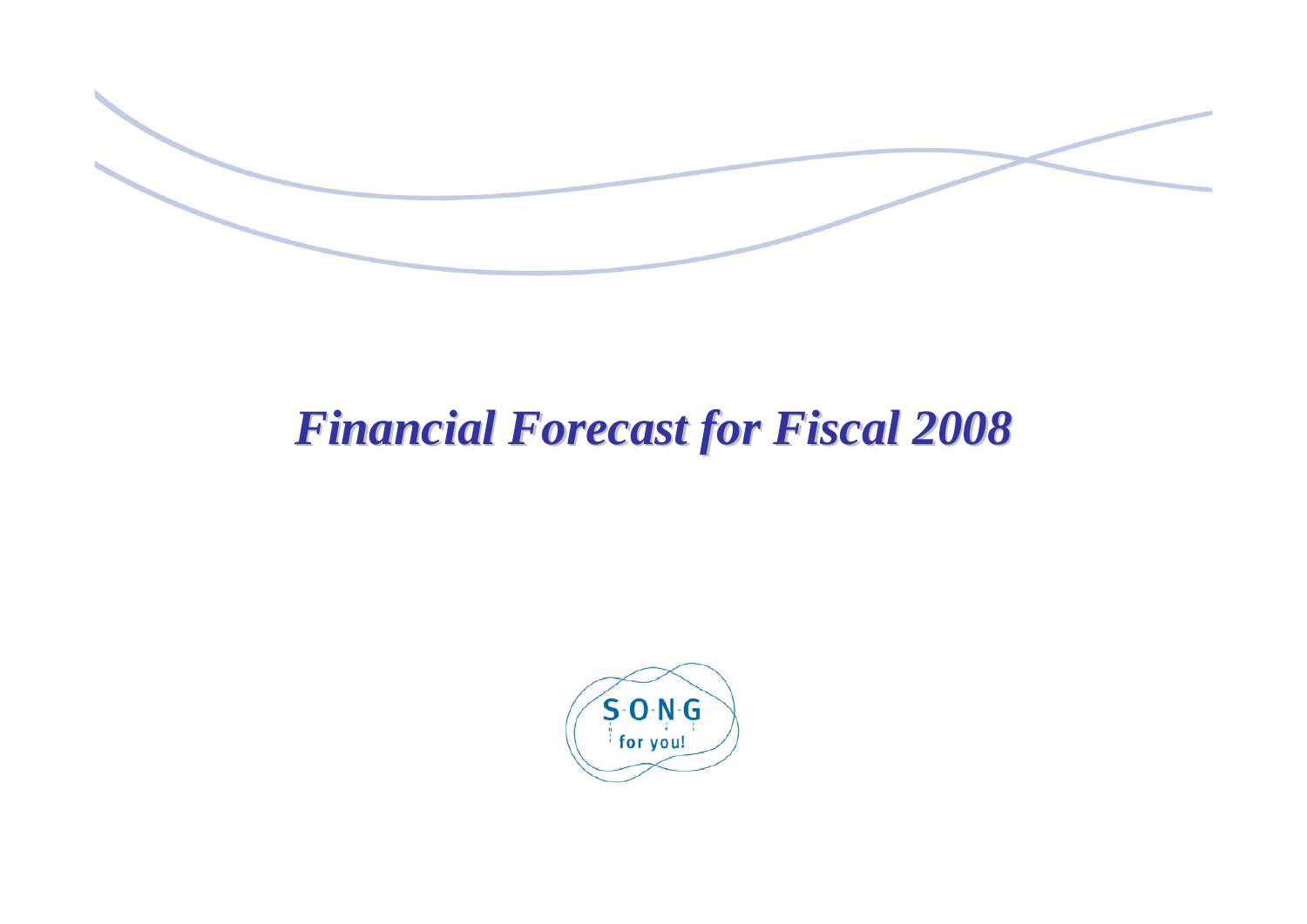# *Financial Forecast for Fiscal 2008*

S-O-N-G

for you!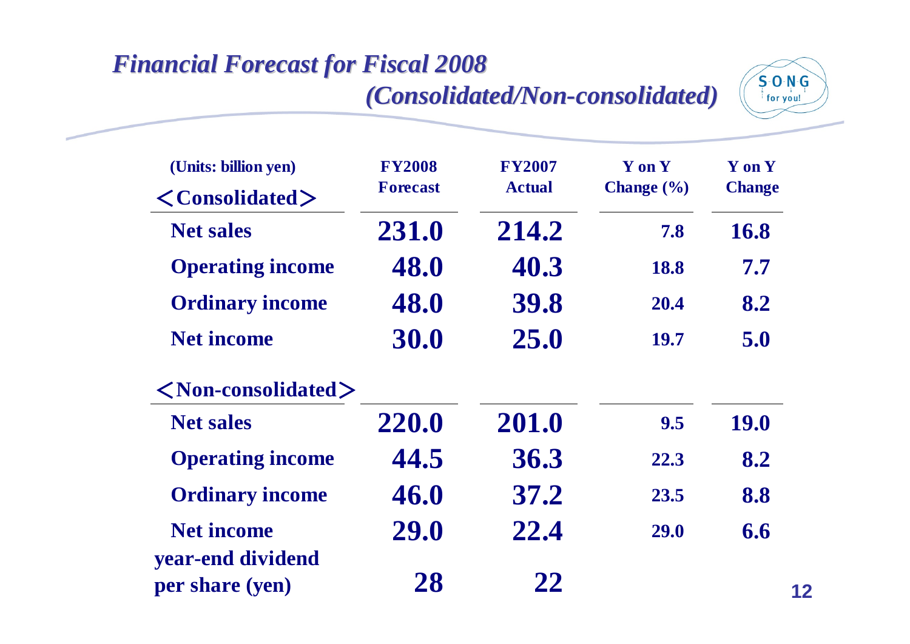# *Financial Forecast for Fiscal 2008 (Consolidated/Non-consolidated)*

| (Units: billion yen) | FY2008 Forecast | FY2007 Actual | Y on Y Change (%) | Y on Y Change |
|---|---|---|---|---|
| **＜Consolidated＞** | | | | |
| **Net sales** | **231.0** | **214.2** | **7.8** | **16.8** |
| **Operating income** | **48.0** | **40.3** | **18.8** | **7.7** |
| **Ordinary income** | **48.0** | **39.8** | **20.4** | **8.2** |
| **Net income** | **30.0** | **25.0** | **19.7** | **5.0** |
| **＜Non-consolidated＞** | | | | |
| **Net sales** | **220.0** | **201.0** | **9.5** | **19.0** |
| **Operating income** | **44.5** | **36.3** | **22.3** | **8.2** |
| **Ordinary income** | **46.0** | **37.2** | **23.5** | **8.8** |
| **Net income** | **29.0** | **22.4** | **29.0** | **6.6** |
| **year-end dividend per share (yen)** | **28** | **22** | | |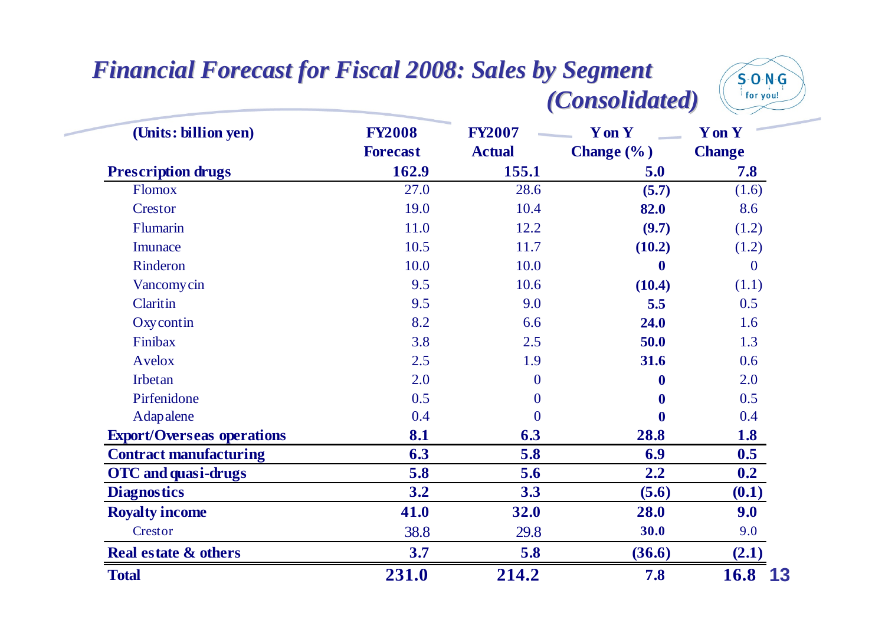# Financial Forecast for Fiscal 2008: Sales by Segment (Consolidated)

| (Units: billion yen) | FY2008 Forecast | FY2007 Actual | Y on Y Change (%) | Y on Y Change |
|---|---|---|---|---|
| **Prescription drugs** | **162.9** | **155.1** | **5.0** | **7.8** |
| Flomox | 27.0 | 28.6 | **(5.7)** | (1.6) |
| Crestor | 19.0 | 10.4 | **82.0** | 8.6 |
| Flumarin | 11.0 | 12.2 | **(9.7)** | (1.2) |
| Imunace | 10.5 | 11.7 | **(10.2)** | (1.2) |
| Rinderon | 10.0 | 10.0 | **0** | 0 |
| Vancomycin | 9.5 | 10.6 | **(10.4)** | (1.1) |
| Claritin | 9.5 | 9.0 | **5.5** | 0.5 |
| Oxycontin | 8.2 | 6.6 | **24.0** | 1.6 |
| Finibax | 3.8 | 2.5 | **50.0** | 1.3 |
| Avelox | 2.5 | 1.9 | **31.6** | 0.6 |
| Irbetan | 2.0 | 0 | **0** | 2.0 |
| Pirfenidone | 0.5 | 0 | **0** | 0.5 |
| Adapalene | 0.4 | 0 | **0** | 0.4 |
| **Export/Overseas operations** | **8.1** | **6.3** | **28.8** | **1.8** |
| **Contract manufacturing** | **6.3** | **5.8** | **6.9** | **0.5** |
| **OTC and quasi-drugs** | **5.8** | **5.6** | **2.2** | **0.2** |
| **Diagnostics** | **3.2** | **3.3** | **(5.6)** | **(0.1)** |
| **Royalty income** | **41.0** | **32.0** | **28.0** | **9.0** |
| Crestor | 38.8 | 29.8 | **30.0** | 9.0 |
| **Real estate & others** | **3.7** | **5.8** | **(36.6)** | **(2.1)** |
| **Total** | **231.0** | **214.2** | **7.8** | **16.8** |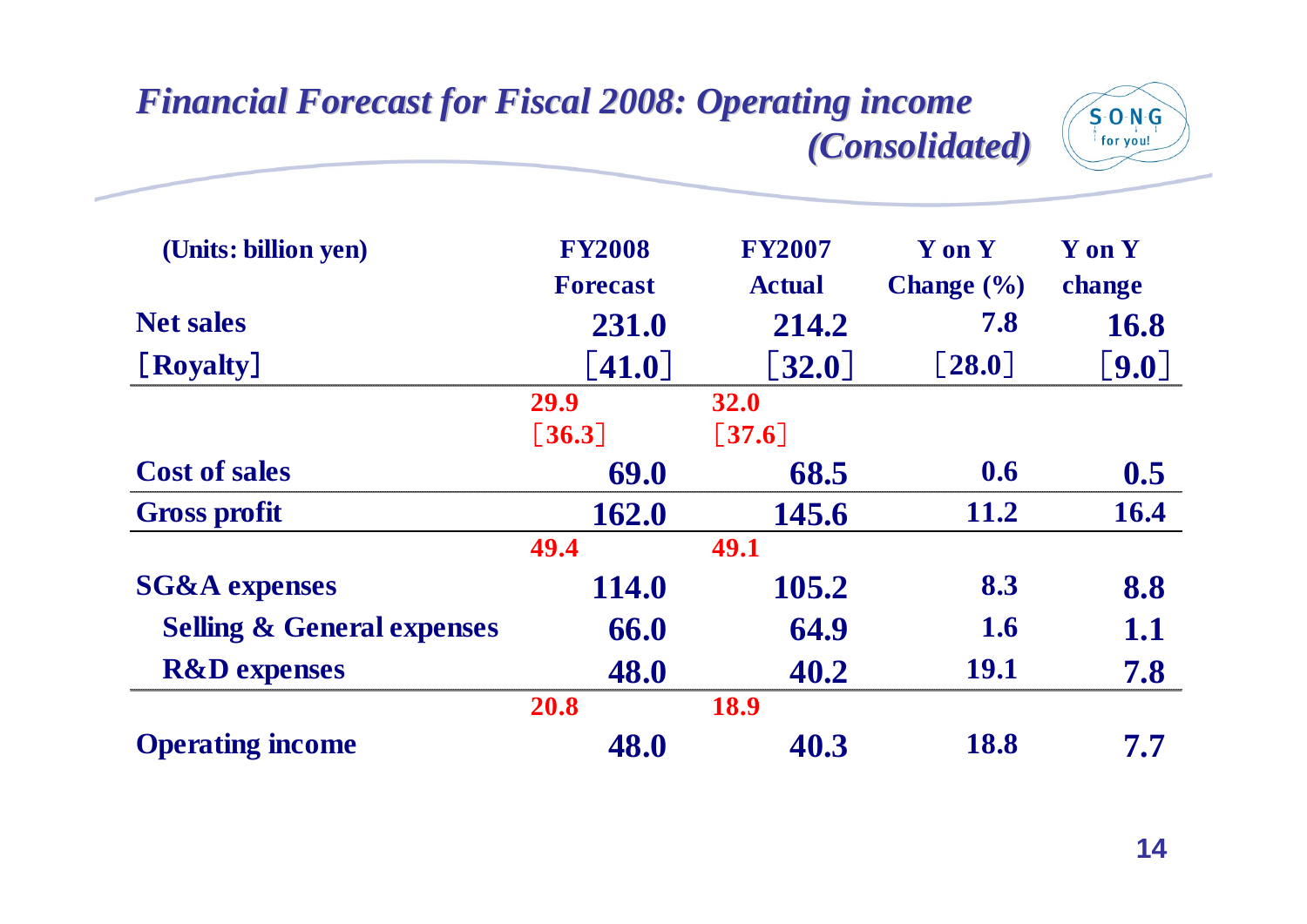## *Financial Forecast for Fiscal 2008: Operating income (Consolidated)*

| (Units: billion yen) | FY2008 Forecast | FY2007 Actual | Y on Y Change (%) | Y on Y change |
|---|---|---|---|---|
| Net sales | 231.0 | 214.2 | 7.8 | 16.8 |
| ［Royalty］ | ［41.0］ | ［32.0］ | ［28.0］ | ［9.0］ |
| | 29.9 ［36.3］ | 32.0 ［37.6］ | | |
| Cost of sales | 69.0 | 68.5 | 0.6 | 0.5 |
| Gross profit | 162.0 | 145.6 | 11.2 | 16.4 |
| | 49.4 | 49.1 | | |
| SG&A expenses | 114.0 | 105.2 | 8.3 | 8.8 |
| Selling & General expenses | 66.0 | 64.9 | 1.6 | 1.1 |
| R&D expenses | 48.0 | 40.2 | 19.1 | 7.8 |
| | 20.8 | 18.9 | | |
| Operating income | 48.0 | 40.3 | 18.8 | 7.7 |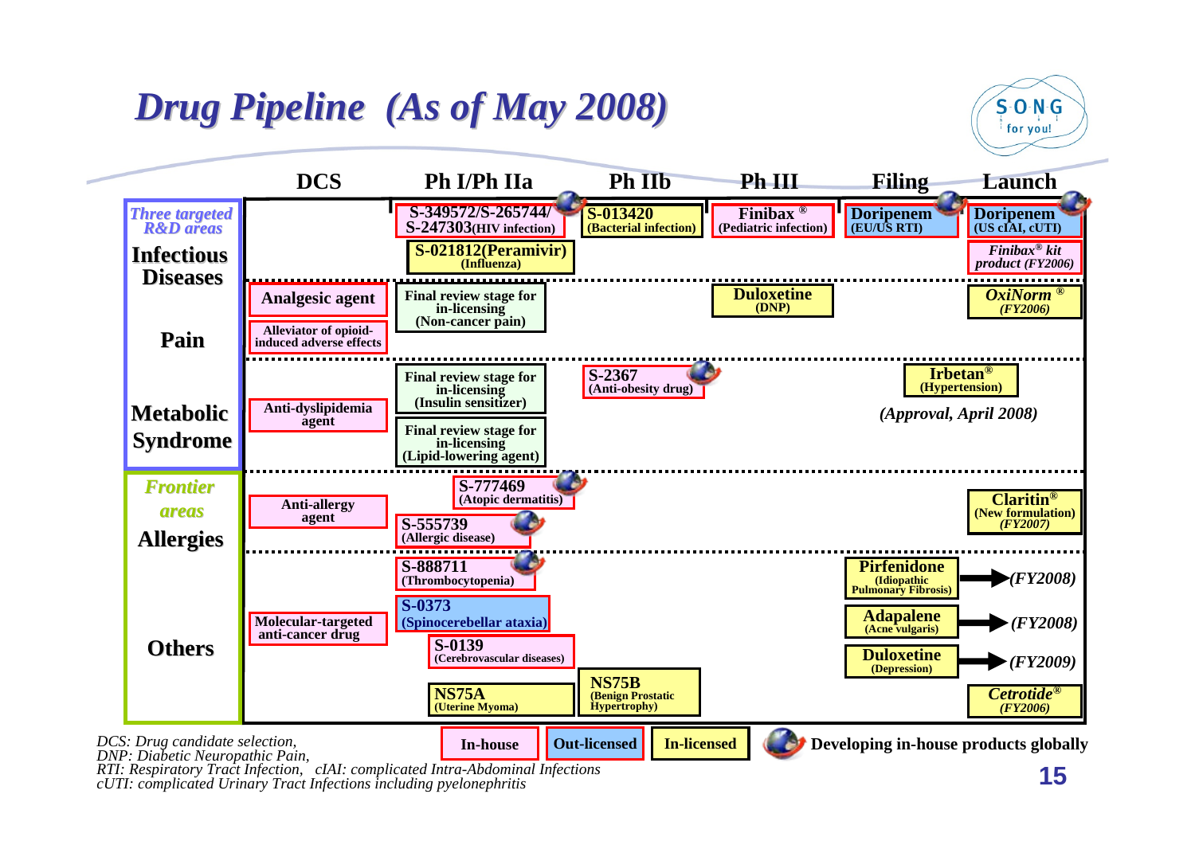# Drug Pipeline (As of May 2008)

| Therapeutic area | DCS | Ph I/Ph IIa | Ph IIb | Ph III | Filing | Launch |
|---|---|---|---|---|---|---|
| **Three targeted R&D areas** — Infectious Diseases | | S-349572/S-265744/ S-247303 (HIV infection); S-021812 (Peramivir) (Influenza) | S-013420 (Bacterial infection) | Finibax® (Pediatric infection) | Doripenem (EU/US RTI) | Doripenem (US cIAI, cUTI); *Finibax® kit product (FY2006)* |
| Pain | Analgesic agent; Alleviator of opioid-induced adverse effects | Final review stage for in-licensing (Non-cancer pain) | | Duloxetine (DNP) | | *OxiNorm® (FY2006)* |
| Metabolic Syndrome | Anti-dyslipidemia agent | Final review stage for in-licensing (Insulin sensitizer); Final review stage for in-licensing (Lipid-lowering agent) | S-2367 (Anti-obesity drug) | | Irbetan® (Hypertension) *(Approval, April 2008)* | |
| **Frontier areas** — Allergies | Anti-allergy agent | S-777469 (Atopic dermatitis); S-555739 (Allergic disease) | | | | Claritin® (New formulation) *(FY2007)* |
| Others | Molecular-targeted anti-cancer drug | S-888711 (Thrombocytopenia); S-0373 (Spinocerebellar ataxia); S-0139 (Cerebrovascular diseases); NS75A (Uterine Myoma) | NS75B (Benign Prostatic Hypertrophy) | | Pirfenidone (Idiopathic Pulmonary Fibrosis) → *(FY2008)*; Adapalene (Acne vulgaris) → *(FY2008)*; Duloxetine (Depression) → *(FY2009)* | *Cetrotide® (FY2006)* |

Legend: In-house | Out-licensed | In-licensed | Developing in-house products globally

*DCS: Drug candidate selection,*
*DNP: Diabetic Neuropathic Pain,*
*RTI: Respiratory Tract Infection, cIAI: complicated Intra-Abdominal Infections*
*cUTI: complicated Urinary Tract Infections including pyelonephritis*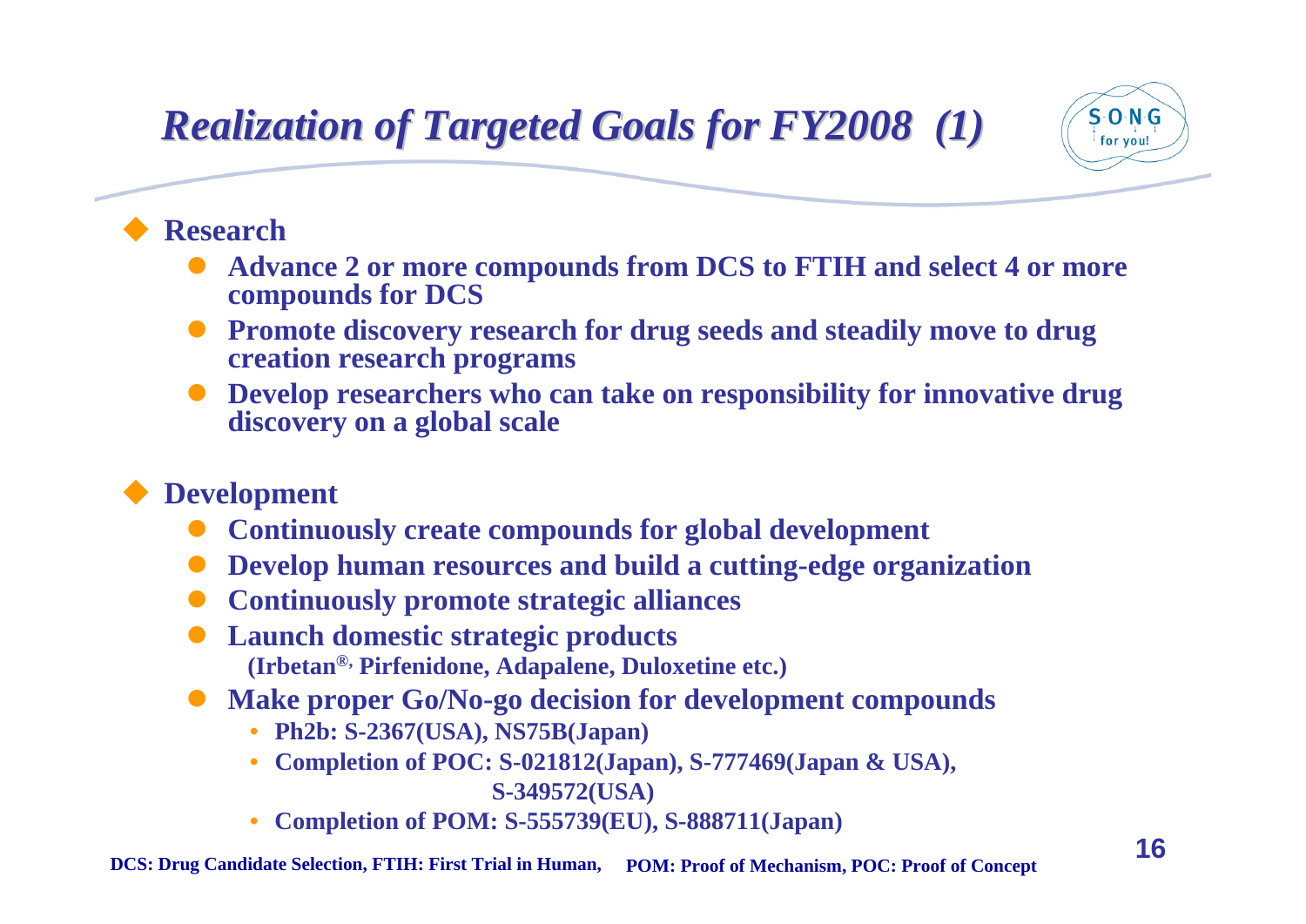# *Realization of Targeted Goals for FY2008 (1)*

- **Research**
  - **Advance 2 or more compounds from DCS to FTIH and select 4 or more compounds for DCS**
  - **Promote discovery research for drug seeds and steadily move to drug creation research programs**
  - **Develop researchers who can take on responsibility for innovative drug discovery on a global scale**

- **Development**
  - **Continuously create compounds for global development**
  - **Develop human resources and build a cutting-edge organization**
  - **Continuously promote strategic alliances**
  - **Launch domestic strategic products**
    **(Irbetan®, Pirfenidone, Adapalene, Duloxetine etc.)**
  - **Make proper Go/No-go decision for development compounds**
    - **Ph2b: S-2367(USA), NS75B(Japan)**
    - **Completion of POC: S-021812(Japan), S-777469(Japan & USA), S-349572(USA)**
    - **Completion of POM: S-555739(EU), S-888711(Japan)**

**DCS: Drug Candidate Selection, FTIH: First Trial in Human, POM: Proof of Mechanism, POC: Proof of Concept**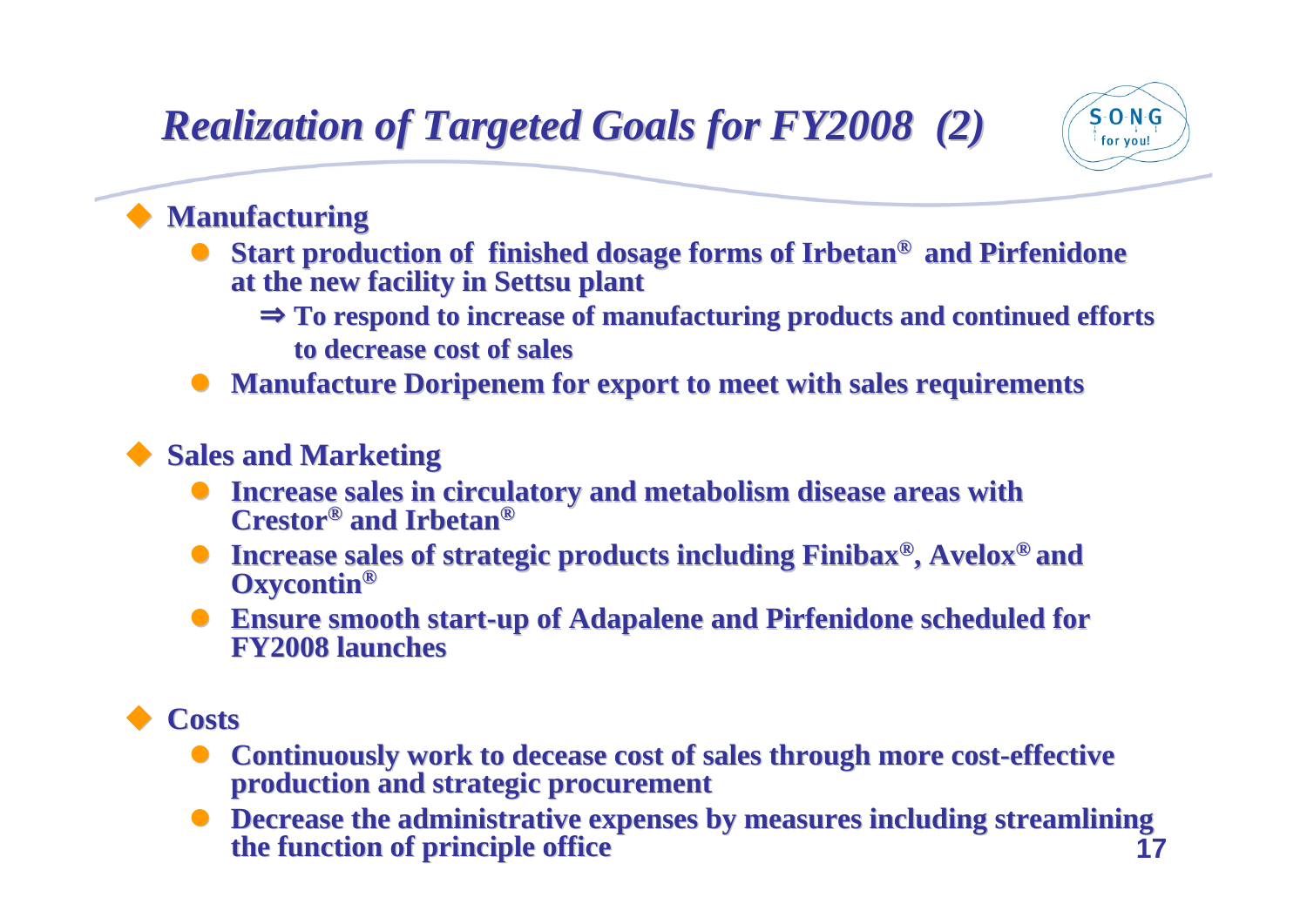# *Realization of Targeted Goals for FY2008 (2)*

- **Manufacturing**
  - **Start production of finished dosage forms of Irbetan® and Pirfenidone at the new facility in Settsu plant**
    - **⇒ To respond to increase of manufacturing products and continued efforts to decrease cost of sales**
  - **Manufacture Doripenem for export to meet with sales requirements**

- **Sales and Marketing**
  - **Increase sales in circulatory and metabolism disease areas with Crestor® and Irbetan®**
  - **Increase sales of strategic products including Finibax®, Avelox® and Oxycontin®**
  - **Ensure smooth start-up of Adapalene and Pirfenidone scheduled for FY2008 launches**

- **Costs**
  - **Continuously work to decease cost of sales through more cost-effective production and strategic procurement**
  - **Decrease the administrative expenses by measures including streamlining the function of principle office**